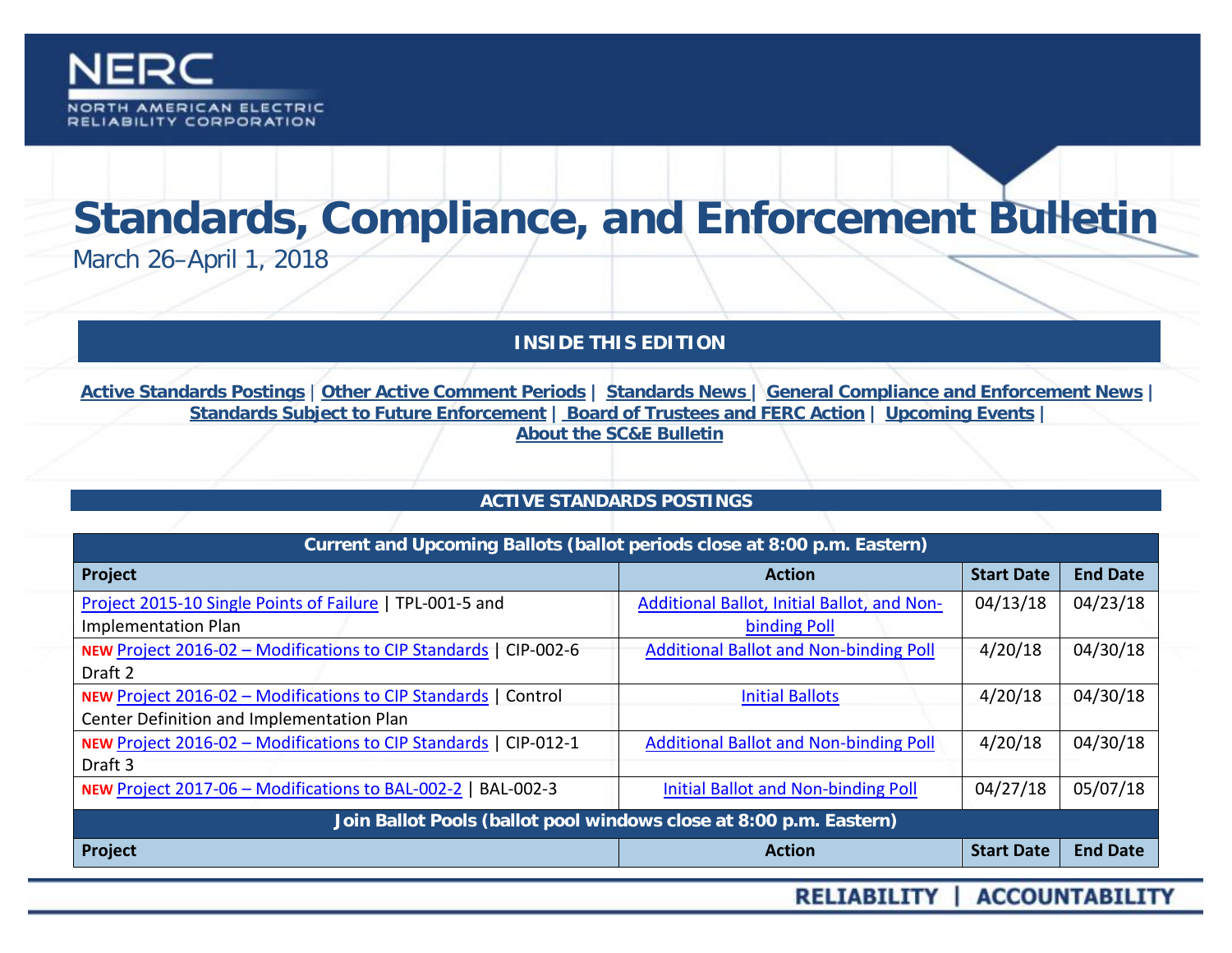NERC

NORTH AMERICAN ELECTRIC RELIABILITY CORPORATION

# Standards, Compliance, and Enforcement Bulletin

March 26–April 1, 2018

## INSIDE THIS EDITION

Active Standards Postings | Other Active Comment Periods | Standards News | General Compliance and Enforcement News | Standards Subject to Future Enforcement | Board of Trustees and FERC Action | Upcoming Events | About the SC&E Bulletin

## ACTIVE STANDARDS POSTINGS

| Current and Upcoming Ballots (ballot periods close at 8:00 p.m. Eastern) | | | |
|---|---|---|---|
| **Project** | **Action** | **Start Date** | **End Date** |
| Project 2015-10 Single Points of Failure \| TPL-001-5 and Implementation Plan | Additional Ballot, Initial Ballot, and Non-binding Poll | 04/13/18 | 04/23/18 |
| **NEW** Project 2016-02 – Modifications to CIP Standards \| CIP-002-6 Draft 2 | Additional Ballot and Non-binding Poll | 4/20/18 | 04/30/18 |
| **NEW** Project 2016-02 – Modifications to CIP Standards \| Control Center Definition and Implementation Plan | Initial Ballots | 4/20/18 | 04/30/18 |
| **NEW** Project 2016-02 – Modifications to CIP Standards \| CIP-012-1 Draft 3 | Additional Ballot and Non-binding Poll | 4/20/18 | 04/30/18 |
| **NEW** Project 2017-06 – Modifications to BAL-002-2 \| BAL-002-3 | Initial Ballot and Non-binding Poll | 04/27/18 | 05/07/18 |

| Join Ballot Pools (ballot pool windows close at 8:00 p.m. Eastern) | | | |
|---|---|---|---|
| **Project** | **Action** | **Start Date** | **End Date** |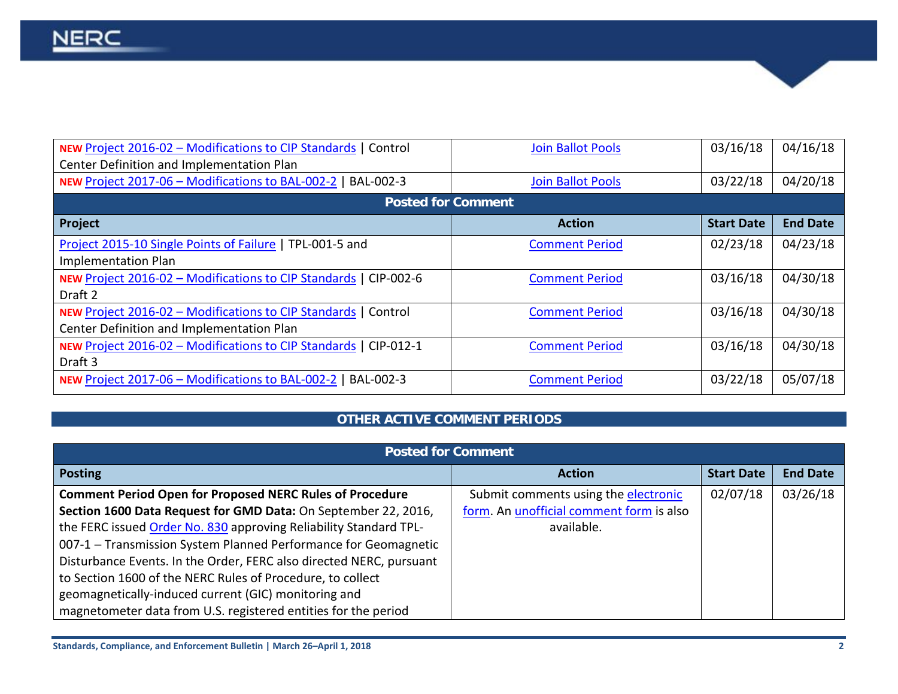| | | | |
|---|---|---|---|
| **NEW** Project 2016-02 – Modifications to CIP Standards \| Control Center Definition and Implementation Plan | Join Ballot Pools | 03/16/18 | 04/16/18 |
| **NEW** Project 2017-06 – Modifications to BAL-002-2 \| BAL-002-3 | Join Ballot Pools | 03/22/18 | 04/20/18 |

| **Posted for Comment** | | | |
|---|---|---|---|
| **Project** | **Action** | **Start Date** | **End Date** |
| Project 2015-10 Single Points of Failure \| TPL-001-5 and Implementation Plan | Comment Period | 02/23/18 | 04/23/18 |
| **NEW** Project 2016-02 – Modifications to CIP Standards \| CIP-002-6 Draft 2 | Comment Period | 03/16/18 | 04/30/18 |
| **NEW** Project 2016-02 – Modifications to CIP Standards \| Control Center Definition and Implementation Plan | Comment Period | 03/16/18 | 04/30/18 |
| **NEW** Project 2016-02 – Modifications to CIP Standards \| CIP-012-1 Draft 3 | Comment Period | 03/16/18 | 04/30/18 |
| **NEW** Project 2017-06 – Modifications to BAL-002-2 \| BAL-002-3 | Comment Period | 03/22/18 | 05/07/18 |

## OTHER ACTIVE COMMENT PERIODS

| **Posted for Comment** | | | |
|---|---|---|---|
| **Posting** | **Action** | **Start Date** | **End Date** |
| **Comment Period Open for Proposed NERC Rules of Procedure Section 1600 Data Request for GMD Data:** On September 22, 2016, the FERC issued Order No. 830 approving Reliability Standard TPL-007-1 – Transmission System Planned Performance for Geomagnetic Disturbance Events. In the Order, FERC also directed NERC, pursuant to Section 1600 of the NERC Rules of Procedure, to collect geomagnetically-induced current (GIC) monitoring and magnetometer data from U.S. registered entities for the period | Submit comments using the electronic form. An unofficial comment form is also available. | 02/07/18 | 03/26/18 |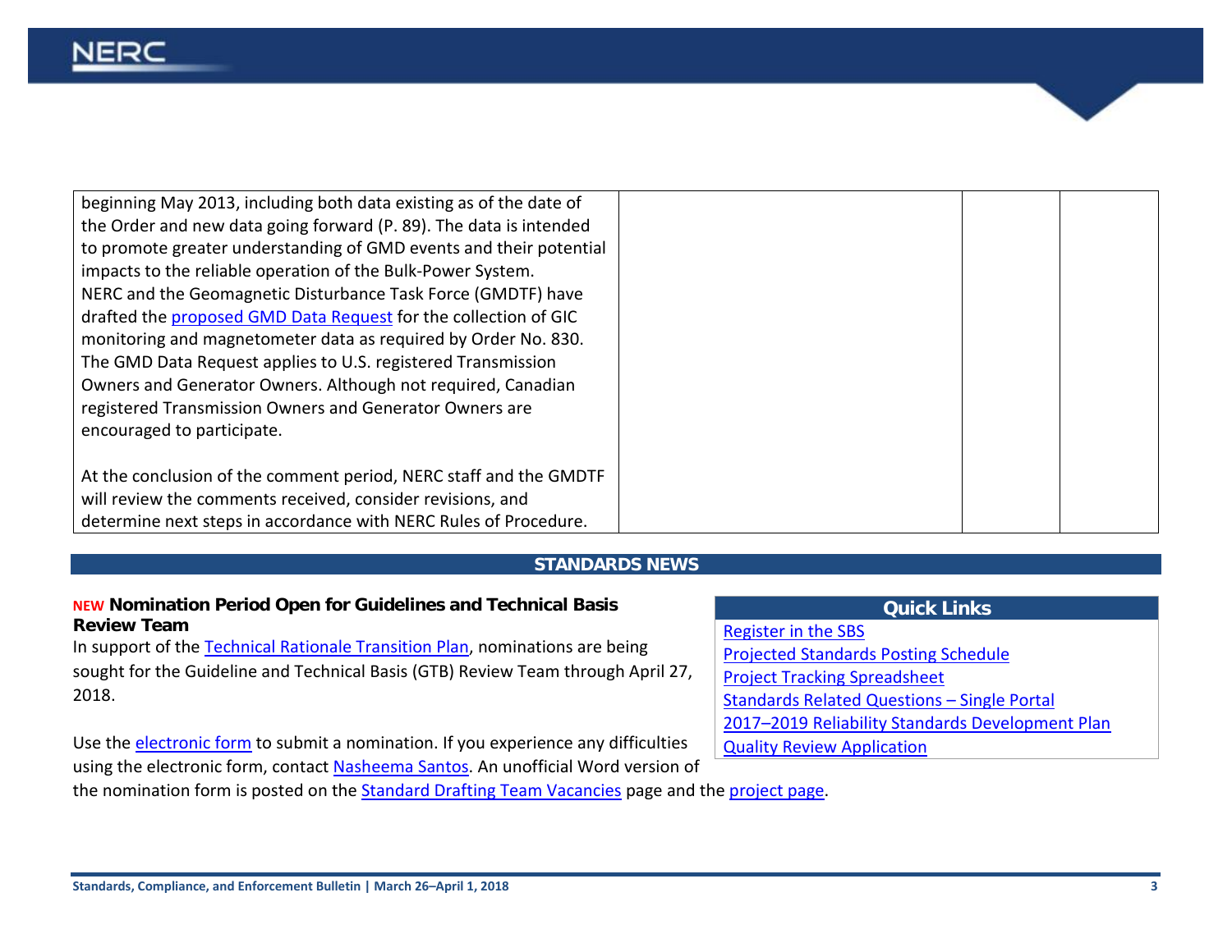| | | | |
|---|---|---|---|
| beginning May 2013, including both data existing as of the date of the Order and new data going forward (P. 89). The data is intended to promote greater understanding of GMD events and their potential impacts to the reliable operation of the Bulk-Power System. NERC and the Geomagnetic Disturbance Task Force (GMDTF) have drafted the proposed GMD Data Request for the collection of GIC monitoring and magnetometer data as required by Order No. 830. The GMD Data Request applies to U.S. registered Transmission Owners and Generator Owners. Although not required, Canadian registered Transmission Owners and Generator Owners are encouraged to participate.<br><br>At the conclusion of the comment period, NERC staff and the GMDTF will review the comments received, consider revisions, and determine next steps in accordance with NERC Rules of Procedure. | | | |

## STANDARDS NEWS

### NEW Nomination Period Open for Guidelines and Technical Basis Review Team

In support of the Technical Rationale Transition Plan, nominations are being sought for the Guideline and Technical Basis (GTB) Review Team through April 27, 2018.

Use the electronic form to submit a nomination. If you experience any difficulties using the electronic form, contact Nasheema Santos. An unofficial Word version of the nomination form is posted on the Standard Drafting Team Vacancies page and the project page.

| Quick Links |
|---|
| Register in the SBS |
| Projected Standards Posting Schedule |
| Project Tracking Spreadsheet |
| Standards Related Questions – Single Portal |
| 2017–2019 Reliability Standards Development Plan |
| Quality Review Application |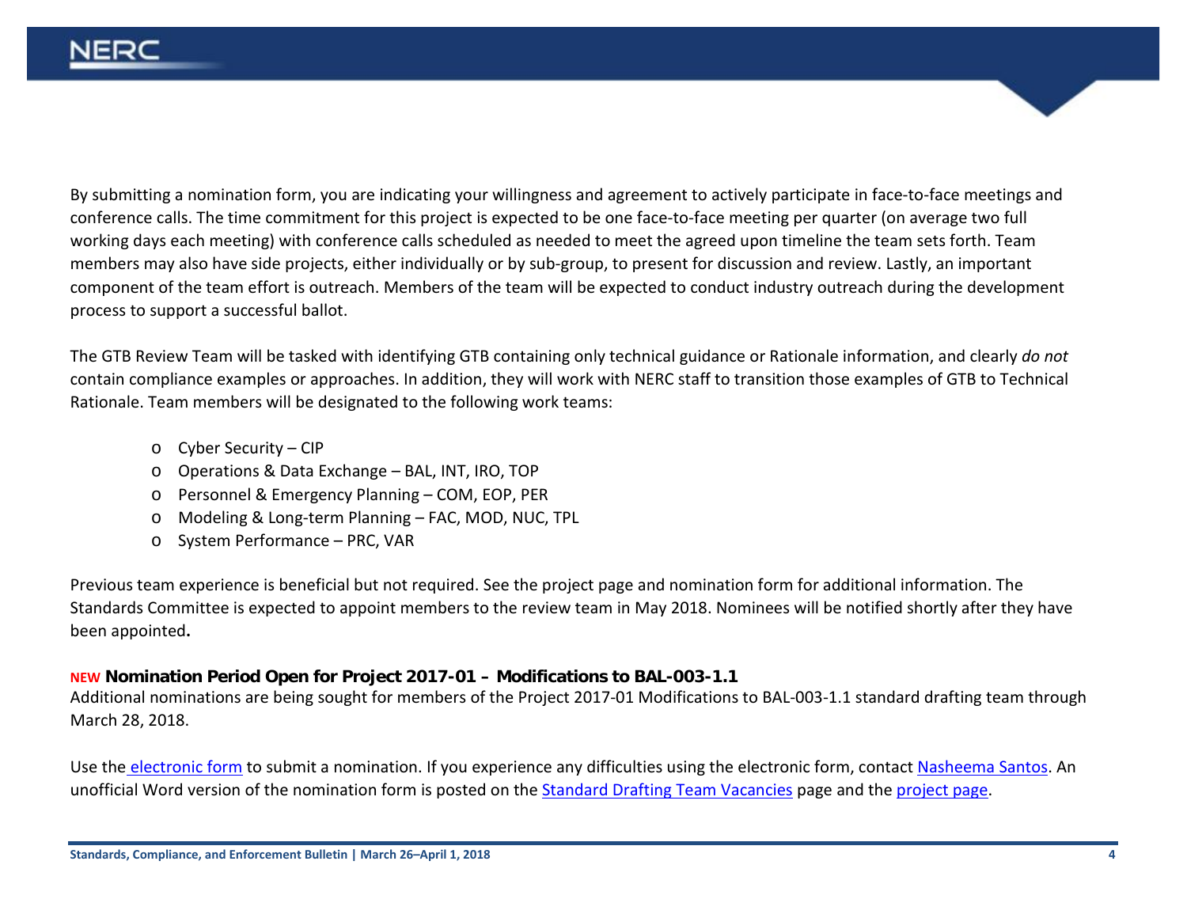By submitting a nomination form, you are indicating your willingness and agreement to actively participate in face-to-face meetings and conference calls. The time commitment for this project is expected to be one face-to-face meeting per quarter (on average two full working days each meeting) with conference calls scheduled as needed to meet the agreed upon timeline the team sets forth. Team members may also have side projects, either individually or by sub-group, to present for discussion and review. Lastly, an important component of the team effort is outreach. Members of the team will be expected to conduct industry outreach during the development process to support a successful ballot.

The GTB Review Team will be tasked with identifying GTB containing only technical guidance or Rationale information, and clearly *do not* contain compliance examples or approaches. In addition, they will work with NERC staff to transition those examples of GTB to Technical Rationale. Team members will be designated to the following work teams:

- Cyber Security – CIP
- Operations & Data Exchange – BAL, INT, IRO, TOP
- Personnel & Emergency Planning – COM, EOP, PER
- Modeling & Long-term Planning – FAC, MOD, NUC, TPL
- System Performance – PRC, VAR

Previous team experience is beneficial but not required. See the project page and nomination form for additional information. The Standards Committee is expected to appoint members to the review team in May 2018. Nominees will be notified shortly after they have been appointed**.**

### NEW **Nomination Period Open for Project 2017-01 – Modifications to BAL-003-1.1**

Additional nominations are being sought for members of the Project 2017-01 Modifications to BAL-003-1.1 standard drafting team through March 28, 2018.

Use the electronic form to submit a nomination. If you experience any difficulties using the electronic form, contact Nasheema Santos. An unofficial Word version of the nomination form is posted on the Standard Drafting Team Vacancies page and the project page.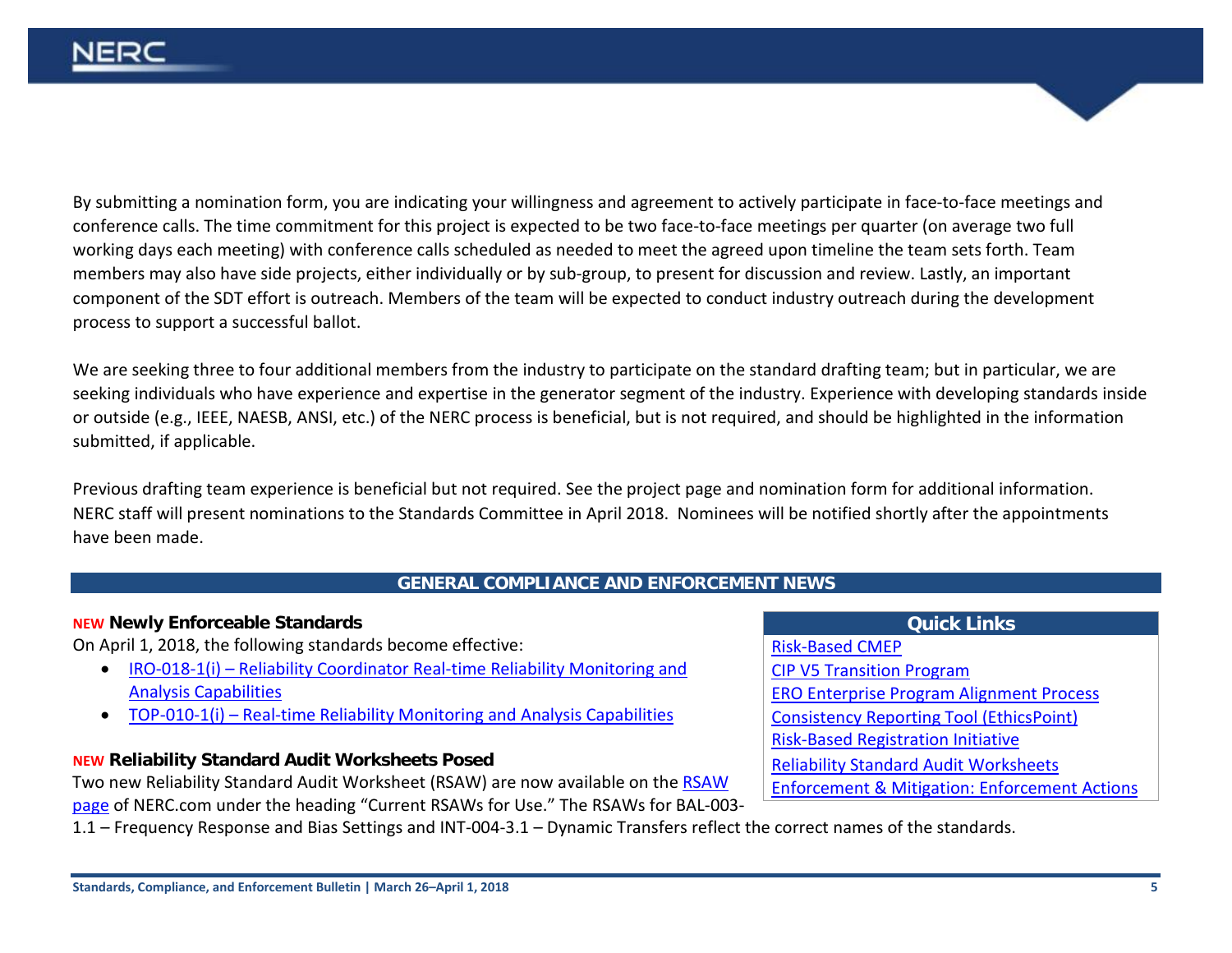By submitting a nomination form, you are indicating your willingness and agreement to actively participate in face-to-face meetings and conference calls. The time commitment for this project is expected to be two face-to-face meetings per quarter (on average two full working days each meeting) with conference calls scheduled as needed to meet the agreed upon timeline the team sets forth. Team members may also have side projects, either individually or by sub-group, to present for discussion and review. Lastly, an important component of the SDT effort is outreach. Members of the team will be expected to conduct industry outreach during the development process to support a successful ballot.

We are seeking three to four additional members from the industry to participate on the standard drafting team; but in particular, we are seeking individuals who have experience and expertise in the generator segment of the industry. Experience with developing standards inside or outside (e.g., IEEE, NAESB, ANSI, etc.) of the NERC process is beneficial, but is not required, and should be highlighted in the information submitted, if applicable.

Previous drafting team experience is beneficial but not required. See the project page and nomination form for additional information. NERC staff will present nominations to the Standards Committee in April 2018. Nominees will be notified shortly after the appointments have been made.

## GENERAL COMPLIANCE AND ENFORCEMENT NEWS

### NEW Newly Enforceable Standards

On April 1, 2018, the following standards become effective:

- IRO-018-1(i) – Reliability Coordinator Real-time Reliability Monitoring and Analysis Capabilities
- TOP-010-1(i) – Real-time Reliability Monitoring and Analysis Capabilities

### NEW Reliability Standard Audit Worksheets Posed

Two new Reliability Standard Audit Worksheet (RSAW) are now available on the RSAW page of NERC.com under the heading "Current RSAWs for Use." The RSAWs for BAL-003-1.1 – Frequency Response and Bias Settings and INT-004-3.1 – Dynamic Transfers reflect the correct names of the standards.

| Quick Links |
| --- |
| Risk-Based CMEP |
| CIP V5 Transition Program |
| ERO Enterprise Program Alignment Process |
| Consistency Reporting Tool (EthicsPoint) |
| Risk-Based Registration Initiative |
| Reliability Standard Audit Worksheets |
| Enforcement & Mitigation: Enforcement Actions |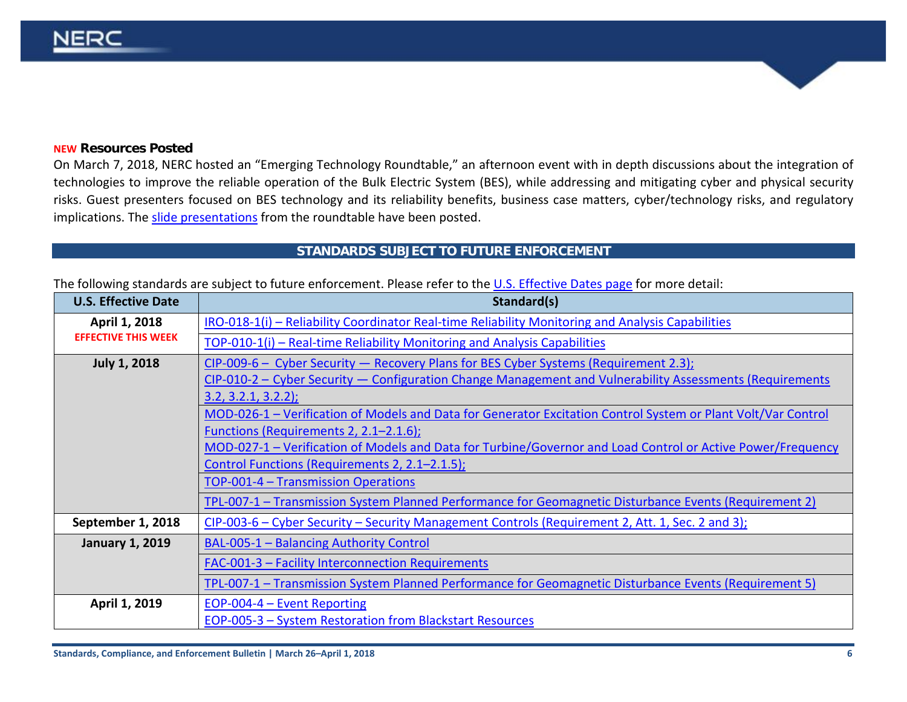### NEW Resources Posted

On March 7, 2018, NERC hosted an "Emerging Technology Roundtable," an afternoon event with in depth discussions about the integration of technologies to improve the reliable operation of the Bulk Electric System (BES), while addressing and mitigating cyber and physical security risks. Guest presenters focused on BES technology and its reliability benefits, business case matters, cyber/technology risks, and regulatory implications. The slide presentations from the roundtable have been posted.

## STANDARDS SUBJECT TO FUTURE ENFORCEMENT

The following standards are subject to future enforcement. Please refer to the U.S. Effective Dates page for more detail:

| U.S. Effective Date | Standard(s) |
|---|---|
| **April 1, 2018** **EFFECTIVE THIS WEEK** | IRO-018-1(i) – Reliability Coordinator Real-time Reliability Monitoring and Analysis Capabilities |
| | TOP-010-1(i) – Real-time Reliability Monitoring and Analysis Capabilities |
| **July 1, 2018** | CIP-009-6 – Cyber Security — Recovery Plans for BES Cyber Systems (Requirement 2.3); CIP-010-2 – Cyber Security — Configuration Change Management and Vulnerability Assessments (Requirements 3.2, 3.2.1, 3.2.2); |
| | MOD-026-1 – Verification of Models and Data for Generator Excitation Control System or Plant Volt/Var Control Functions (Requirements 2, 2.1–2.1.6); MOD-027-1 – Verification of Models and Data for Turbine/Governor and Load Control or Active Power/Frequency Control Functions (Requirements 2, 2.1–2.1.5); |
| | TOP-001-4 – Transmission Operations |
| | TPL-007-1 – Transmission System Planned Performance for Geomagnetic Disturbance Events (Requirement 2) |
| **September 1, 2018** | CIP-003-6 – Cyber Security – Security Management Controls (Requirement 2, Att. 1, Sec. 2 and 3); |
| **January 1, 2019** | BAL-005-1 – Balancing Authority Control |
| | FAC-001-3 – Facility Interconnection Requirements |
| | TPL-007-1 – Transmission System Planned Performance for Geomagnetic Disturbance Events (Requirement 5) |
| **April 1, 2019** | EOP-004-4 – Event Reporting EOP-005-3 – System Restoration from Blackstart Resources |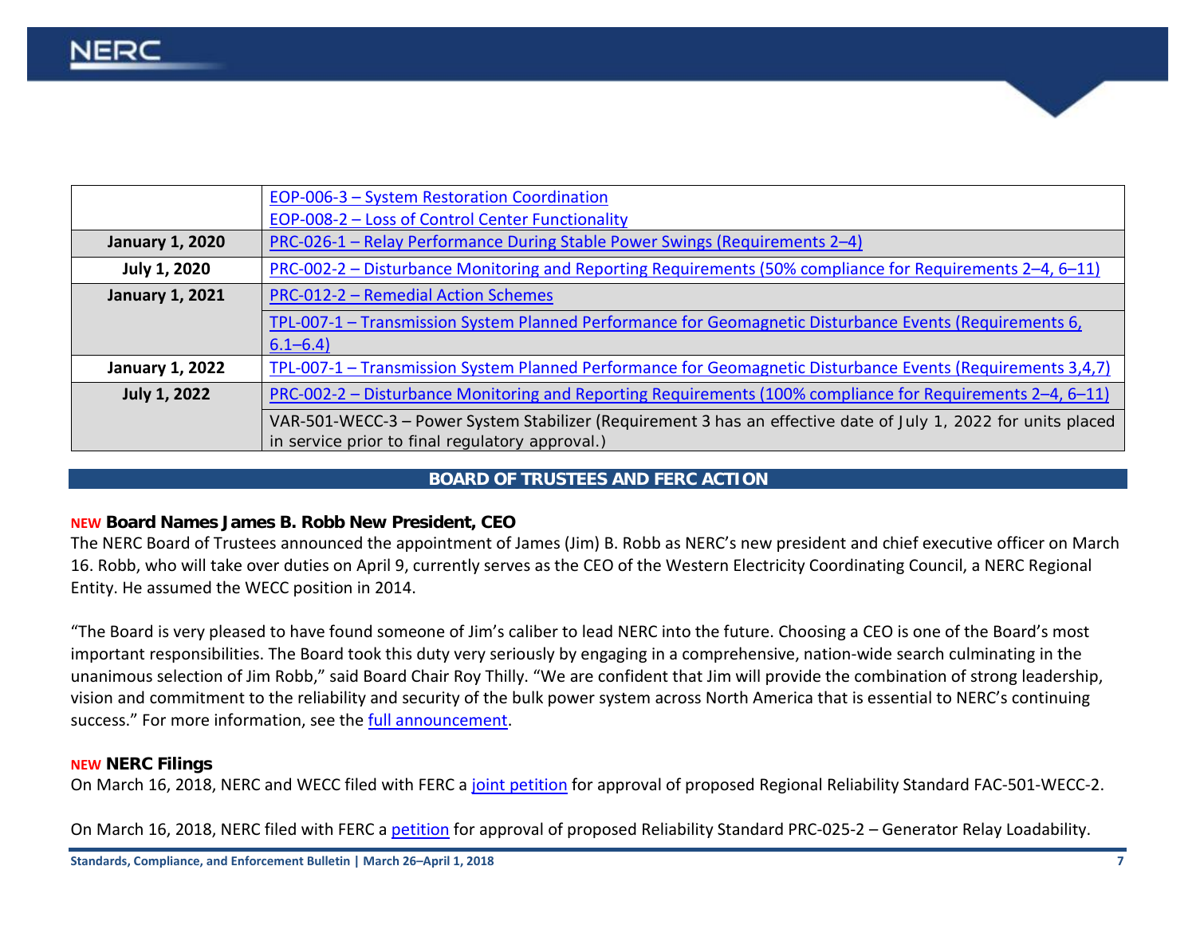| | |
|---|---|
| | EOP-006-3 – System Restoration Coordination<br>EOP-008-2 – Loss of Control Center Functionality |
| **January 1, 2020** | PRC-026-1 – Relay Performance During Stable Power Swings (Requirements 2–4) |
| **July 1, 2020** | PRC-002-2 – Disturbance Monitoring and Reporting Requirements (50% compliance for Requirements 2–4, 6–11) |
| **January 1, 2021** | PRC-012-2 – Remedial Action Schemes |
| | TPL-007-1 – Transmission System Planned Performance for Geomagnetic Disturbance Events (Requirements 6, 6.1–6.4) |
| **January 1, 2022** | TPL-007-1 – Transmission System Planned Performance for Geomagnetic Disturbance Events (Requirements 3,4,7) |
| **July 1, 2022** | PRC-002-2 – Disturbance Monitoring and Reporting Requirements (100% compliance for Requirements 2–4, 6–11) |
| | VAR-501-WECC-3 – Power System Stabilizer (Requirement 3 has an effective date of July 1, 2022 for units placed in service prior to final regulatory approval.) |

## BOARD OF TRUSTEES AND FERC ACTION

### NEW Board Names James B. Robb New President, CEO

The NERC Board of Trustees announced the appointment of James (Jim) B. Robb as NERC's new president and chief executive officer on March 16. Robb, who will take over duties on April 9, currently serves as the CEO of the Western Electricity Coordinating Council, a NERC Regional Entity. He assumed the WECC position in 2014.

"The Board is very pleased to have found someone of Jim's caliber to lead NERC into the future. Choosing a CEO is one of the Board's most important responsibilities. The Board took this duty very seriously by engaging in a comprehensive, nation-wide search culminating in the unanimous selection of Jim Robb," said Board Chair Roy Thilly. "We are confident that Jim will provide the combination of strong leadership, vision and commitment to the reliability and security of the bulk power system across North America that is essential to NERC's continuing success." For more information, see the full announcement.

### NEW NERC Filings

On March 16, 2018, NERC and WECC filed with FERC a joint petition for approval of proposed Regional Reliability Standard FAC-501-WECC-2.

On March 16, 2018, NERC filed with FERC a petition for approval of proposed Reliability Standard PRC-025-2 – Generator Relay Loadability.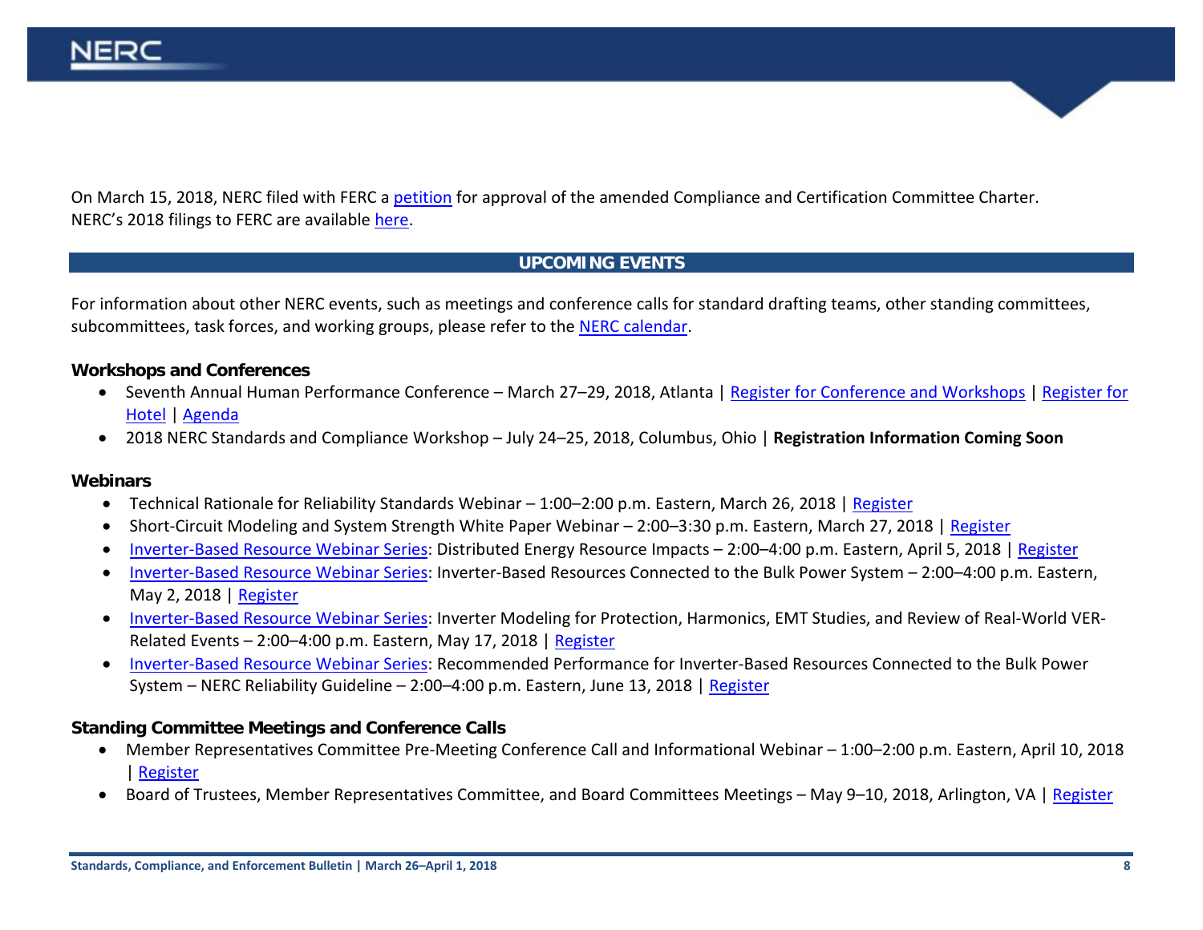On March 15, 2018, NERC filed with FERC a petition for approval of the amended Compliance and Certification Committee Charter. NERC's 2018 filings to FERC are available here.

## UPCOMING EVENTS

For information about other NERC events, such as meetings and conference calls for standard drafting teams, other standing committees, subcommittees, task forces, and working groups, please refer to the NERC calendar.

### Workshops and Conferences

- Seventh Annual Human Performance Conference – March 27–29, 2018, Atlanta | Register for Conference and Workshops | Register for Hotel | Agenda
- 2018 NERC Standards and Compliance Workshop – July 24–25, 2018, Columbus, Ohio | **Registration Information Coming Soon**

### Webinars

- Technical Rationale for Reliability Standards Webinar – 1:00–2:00 p.m. Eastern, March 26, 2018 | Register
- Short-Circuit Modeling and System Strength White Paper Webinar – 2:00–3:30 p.m. Eastern, March 27, 2018 | Register
- Inverter-Based Resource Webinar Series: Distributed Energy Resource Impacts – 2:00–4:00 p.m. Eastern, April 5, 2018 | Register
- Inverter-Based Resource Webinar Series: Inverter-Based Resources Connected to the Bulk Power System – 2:00–4:00 p.m. Eastern, May 2, 2018 | Register
- Inverter-Based Resource Webinar Series: Inverter Modeling for Protection, Harmonics, EMT Studies, and Review of Real-World VER-Related Events – 2:00–4:00 p.m. Eastern, May 17, 2018 | Register
- Inverter-Based Resource Webinar Series: Recommended Performance for Inverter-Based Resources Connected to the Bulk Power System – NERC Reliability Guideline – 2:00–4:00 p.m. Eastern, June 13, 2018 | Register

### Standing Committee Meetings and Conference Calls

- Member Representatives Committee Pre-Meeting Conference Call and Informational Webinar – 1:00–2:00 p.m. Eastern, April 10, 2018 | Register
- Board of Trustees, Member Representatives Committee, and Board Committees Meetings – May 9–10, 2018, Arlington, VA | Register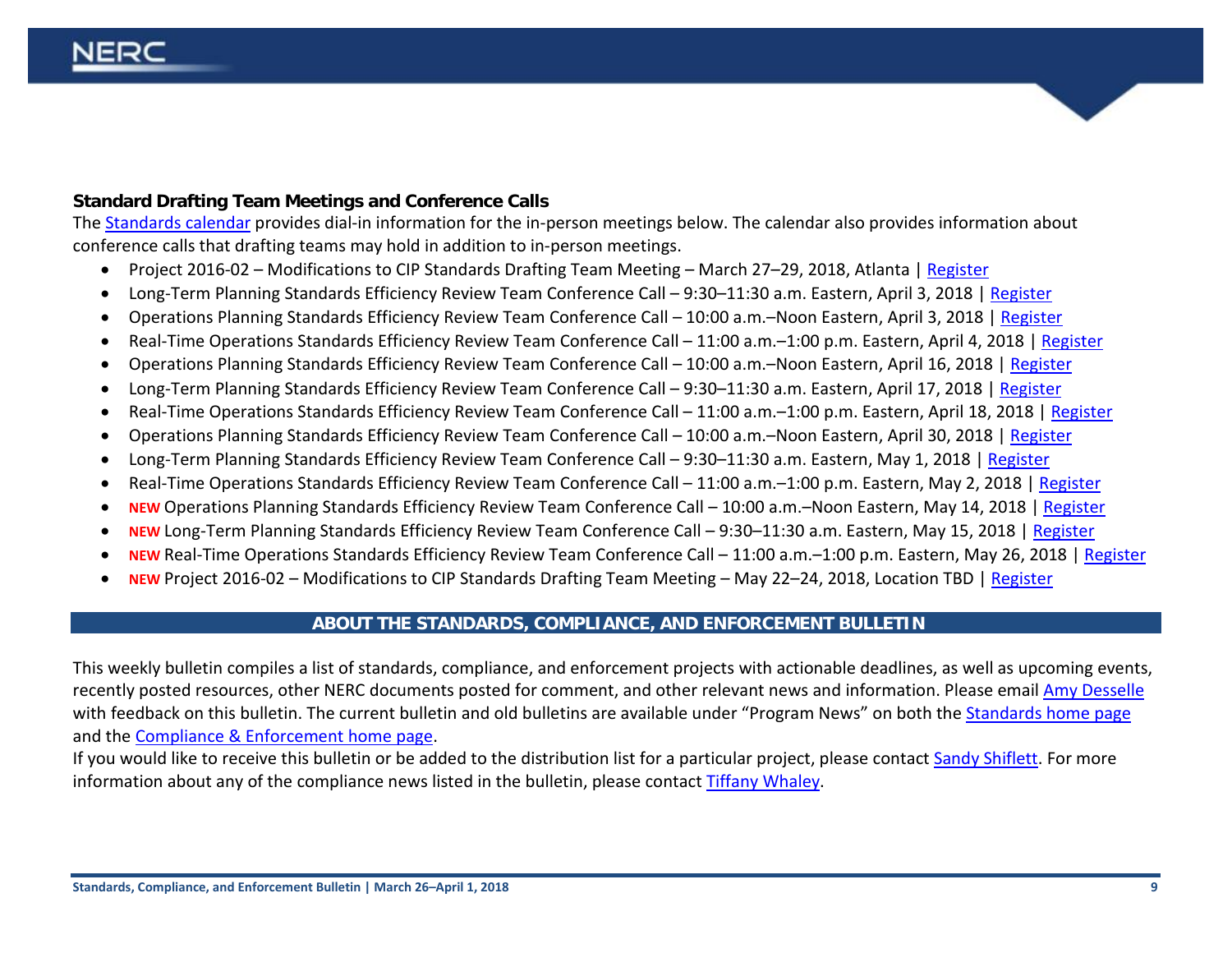### Standard Drafting Team Meetings and Conference Calls

The Standards calendar provides dial-in information for the in-person meetings below. The calendar also provides information about conference calls that drafting teams may hold in addition to in-person meetings.

- Project 2016-02 – Modifications to CIP Standards Drafting Team Meeting – March 27–29, 2018, Atlanta | Register
- Long-Term Planning Standards Efficiency Review Team Conference Call – 9:30–11:30 a.m. Eastern, April 3, 2018 | Register
- Operations Planning Standards Efficiency Review Team Conference Call – 10:00 a.m.–Noon Eastern, April 3, 2018 | Register
- Real-Time Operations Standards Efficiency Review Team Conference Call – 11:00 a.m.–1:00 p.m. Eastern, April 4, 2018 | Register
- Operations Planning Standards Efficiency Review Team Conference Call – 10:00 a.m.–Noon Eastern, April 16, 2018 | Register
- Long-Term Planning Standards Efficiency Review Team Conference Call – 9:30–11:30 a.m. Eastern, April 17, 2018 | Register
- Real-Time Operations Standards Efficiency Review Team Conference Call – 11:00 a.m.–1:00 p.m. Eastern, April 18, 2018 | Register
- Operations Planning Standards Efficiency Review Team Conference Call – 10:00 a.m.–Noon Eastern, April 30, 2018 | Register
- Long-Term Planning Standards Efficiency Review Team Conference Call – 9:30–11:30 a.m. Eastern, May 1, 2018 | Register
- Real-Time Operations Standards Efficiency Review Team Conference Call – 11:00 a.m.–1:00 p.m. Eastern, May 2, 2018 | Register
- **NEW** Operations Planning Standards Efficiency Review Team Conference Call – 10:00 a.m.–Noon Eastern, May 14, 2018 | Register
- **NEW** Long-Term Planning Standards Efficiency Review Team Conference Call – 9:30–11:30 a.m. Eastern, May 15, 2018 | Register
- **NEW** Real-Time Operations Standards Efficiency Review Team Conference Call – 11:00 a.m.–1:00 p.m. Eastern, May 26, 2018 | Register
- **NEW** Project 2016-02 – Modifications to CIP Standards Drafting Team Meeting – May 22–24, 2018, Location TBD | Register

## ABOUT THE STANDARDS, COMPLIANCE, AND ENFORCEMENT BULLETIN

This weekly bulletin compiles a list of standards, compliance, and enforcement projects with actionable deadlines, as well as upcoming events, recently posted resources, other NERC documents posted for comment, and other relevant news and information. Please email Amy Desselle with feedback on this bulletin. The current bulletin and old bulletins are available under "Program News" on both the Standards home page and the Compliance & Enforcement home page.

If you would like to receive this bulletin or be added to the distribution list for a particular project, please contact Sandy Shiflett. For more information about any of the compliance news listed in the bulletin, please contact Tiffany Whaley.